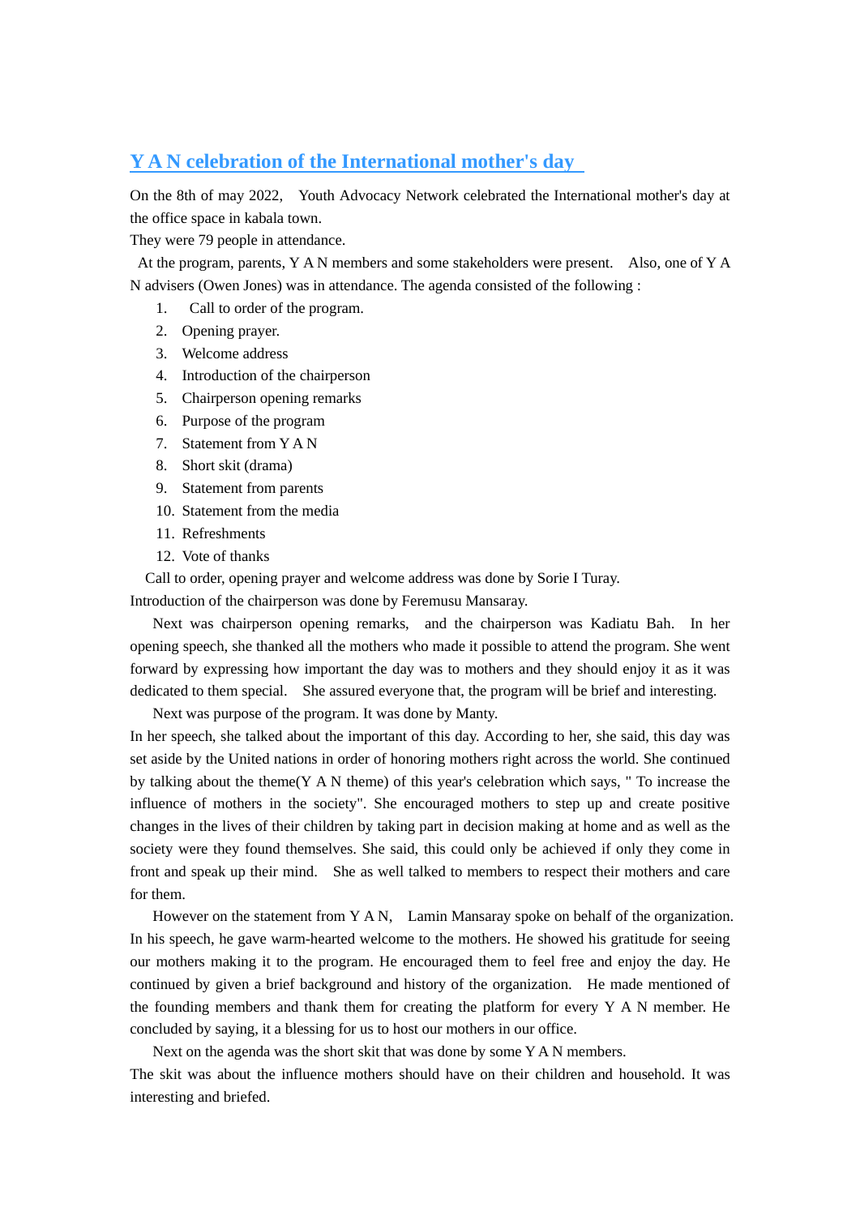# Y A N celebration of the International mother's day

On the 8th of may 2022, Youth Advocacy Network celebrated the International mother's day at the office space in kabala town.

They were 79 people in attendance.

At the program, parents, Y A N members and some stakeholders were present. Also, one of Y A N advisers (Owen Jones) was in attendance. The agenda consisted of the following :

1. Call to order of the program.
2. Opening prayer.
3. Welcome address
4. Introduction of the chairperson
5. Chairperson opening remarks
6. Purpose of the program
7. Statement from Y A N
8. Short skit (drama)
9. Statement from parents
10. Statement from the media
11. Refreshments
12. Vote of thanks

Call to order, opening prayer and welcome address was done by Sorie I Turay.

Introduction of the chairperson was done by Feremusu Mansaray.

Next was chairperson opening remarks, and the chairperson was Kadiatu Bah. In her opening speech, she thanked all the mothers who made it possible to attend the program. She went forward by expressing how important the day was to mothers and they should enjoy it as it was dedicated to them special. She assured everyone that, the program will be brief and interesting.

Next was purpose of the program. It was done by Manty.

In her speech, she talked about the important of this day. According to her, she said, this day was set aside by the United nations in order of honoring mothers right across the world. She continued by talking about the theme(Y A N theme) of this year's celebration which says, " To increase the influence of mothers in the society". She encouraged mothers to step up and create positive changes in the lives of their children by taking part in decision making at home and as well as the society were they found themselves. She said, this could only be achieved if only they come in front and speak up their mind. She as well talked to members to respect their mothers and care for them.

However on the statement from Y A N, Lamin Mansaray spoke on behalf of the organization. In his speech, he gave warm-hearted welcome to the mothers. He showed his gratitude for seeing our mothers making it to the program. He encouraged them to feel free and enjoy the day. He continued by given a brief background and history of the organization. He made mentioned of the founding members and thank them for creating the platform for every Y A N member. He concluded by saying, it a blessing for us to host our mothers in our office.

Next on the agenda was the short skit that was done by some Y A N members.

The skit was about the influence mothers should have on their children and household. It was interesting and briefed.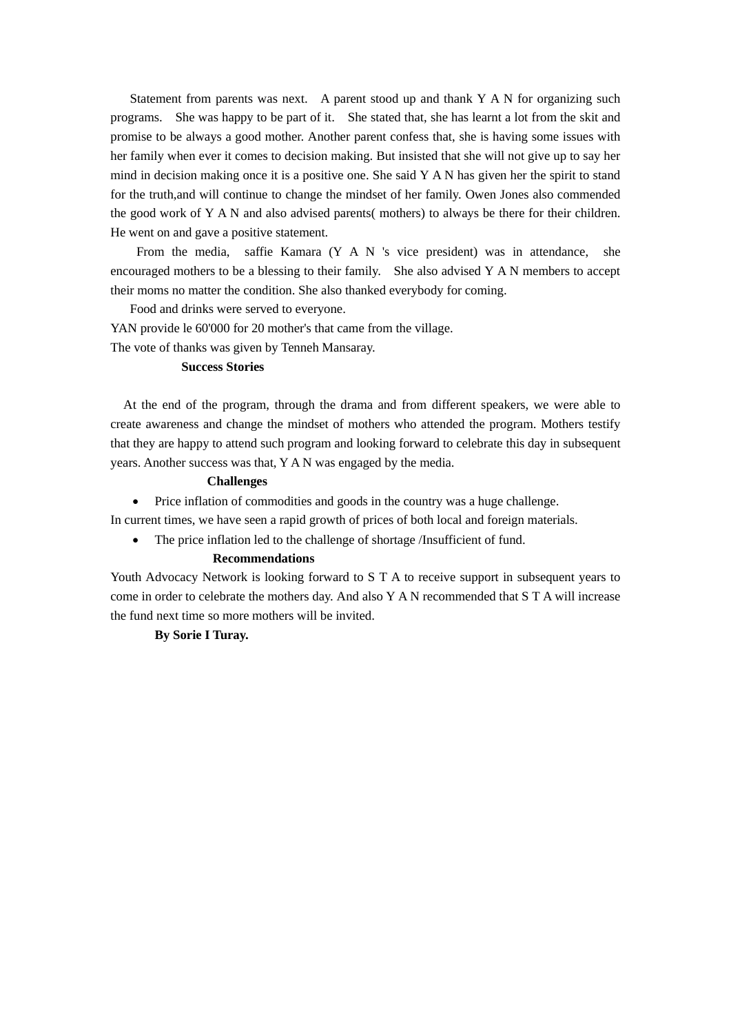Statement from parents was next. A parent stood up and thank Y A N for organizing such programs. She was happy to be part of it. She stated that, she has learnt a lot from the skit and promise to be always a good mother. Another parent confess that, she is having some issues with her family when ever it comes to decision making. But insisted that she will not give up to say her mind in decision making once it is a positive one. She said Y A N has given her the spirit to stand for the truth,and will continue to change the mindset of her family. Owen Jones also commended the good work of Y A N and also advised parents( mothers) to always be there for their children. He went on and gave a positive statement.

From the media, saffie Kamara (Y A N 's vice president) was in attendance, she encouraged mothers to be a blessing to their family. She also advised Y A N members to accept their moms no matter the condition. She also thanked everybody for coming.

Food and drinks were served to everyone.

YAN provide le 60'000 for 20 mother's that came from the village.

The vote of thanks was given by Tenneh Mansaray.

**Success Stories**

At the end of the program, through the drama and from different speakers, we were able to create awareness and change the mindset of mothers who attended the program. Mothers testify that they are happy to attend such program and looking forward to celebrate this day in subsequent years. Another success was that, Y A N was engaged by the media.

**Challenges**

- Price inflation of commodities and goods in the country was a huge challenge.

In current times, we have seen a rapid growth of prices of both local and foreign materials.

- The price inflation led to the challenge of shortage /Insufficient of fund.

**Recommendations**

Youth Advocacy Network is looking forward to S T A to receive support in subsequent years to come in order to celebrate the mothers day. And also Y A N recommended that S T A will increase the fund next time so more mothers will be invited.

**By Sorie I Turay.**